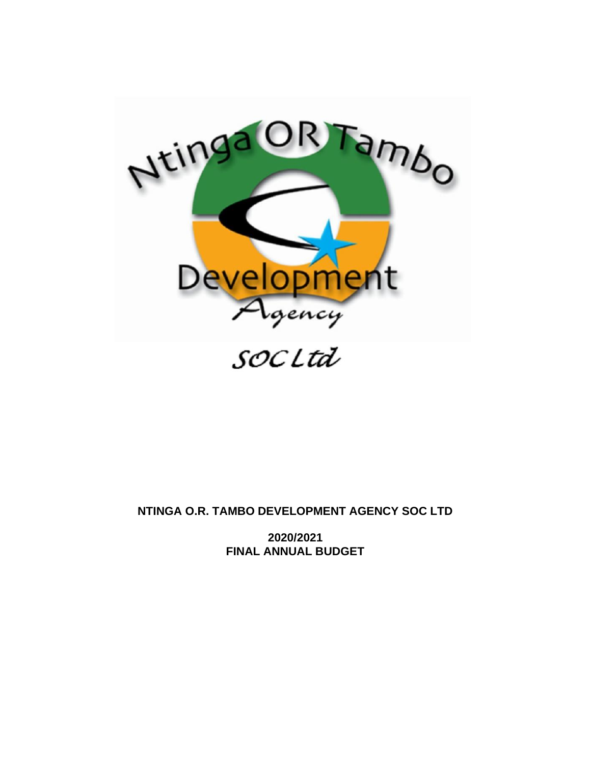**NTINGA O.R. TAMBO DEVELOPMENT AGENCY SOC LTD**

**2020/2021**
**FINAL ANNUAL BUDGET**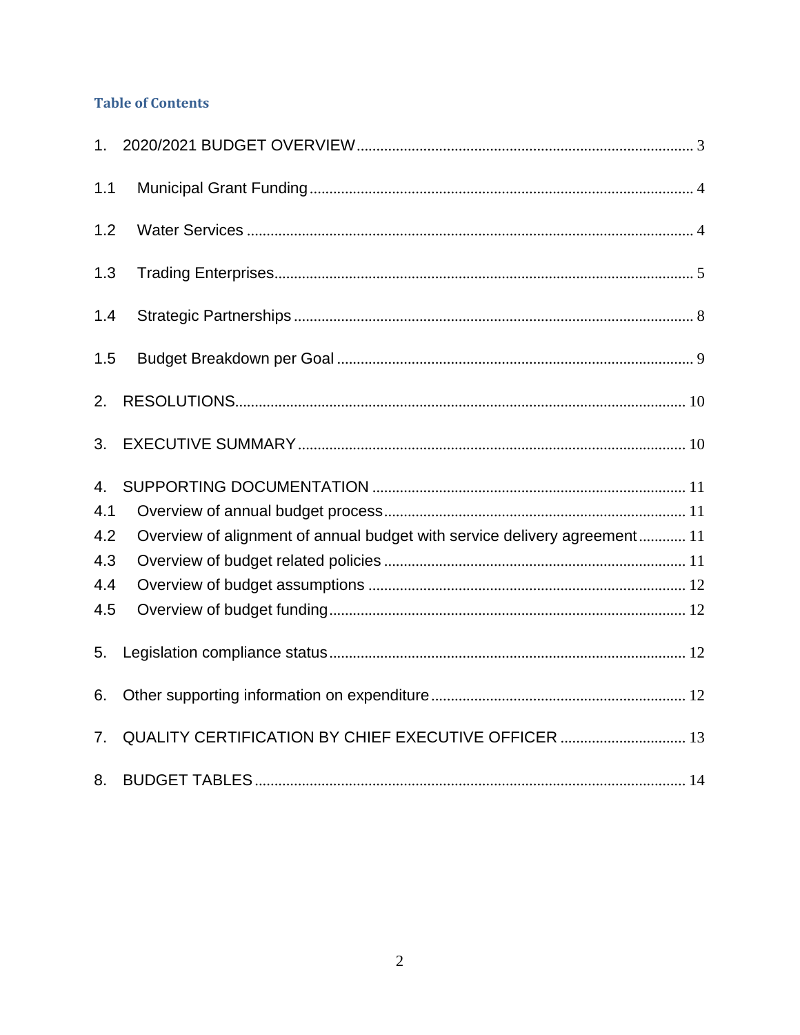## Table of Contents

1. 2020/2021 BUDGET OVERVIEW ..... 3

1.1 Municipal Grant Funding ..... 4

1.2 Water Services ..... 4

1.3 Trading Enterprises ..... 5

1.4 Strategic Partnerships ..... 8

1.5 Budget Breakdown per Goal ..... 9

2. RESOLUTIONS ..... 10

3. EXECUTIVE SUMMARY ..... 10

4. SUPPORTING DOCUMENTATION ..... 11

4.1 Overview of annual budget process ..... 11

4.2 Overview of alignment of annual budget with service delivery agreement ..... 11

4.3 Overview of budget related policies ..... 11

4.4 Overview of budget assumptions ..... 12

4.5 Overview of budget funding ..... 12

5. Legislation compliance status ..... 12

6. Other supporting information on expenditure ..... 12

7. QUALITY CERTIFICATION BY CHIEF EXECUTIVE OFFICER ..... 13

8. BUDGET TABLES ..... 14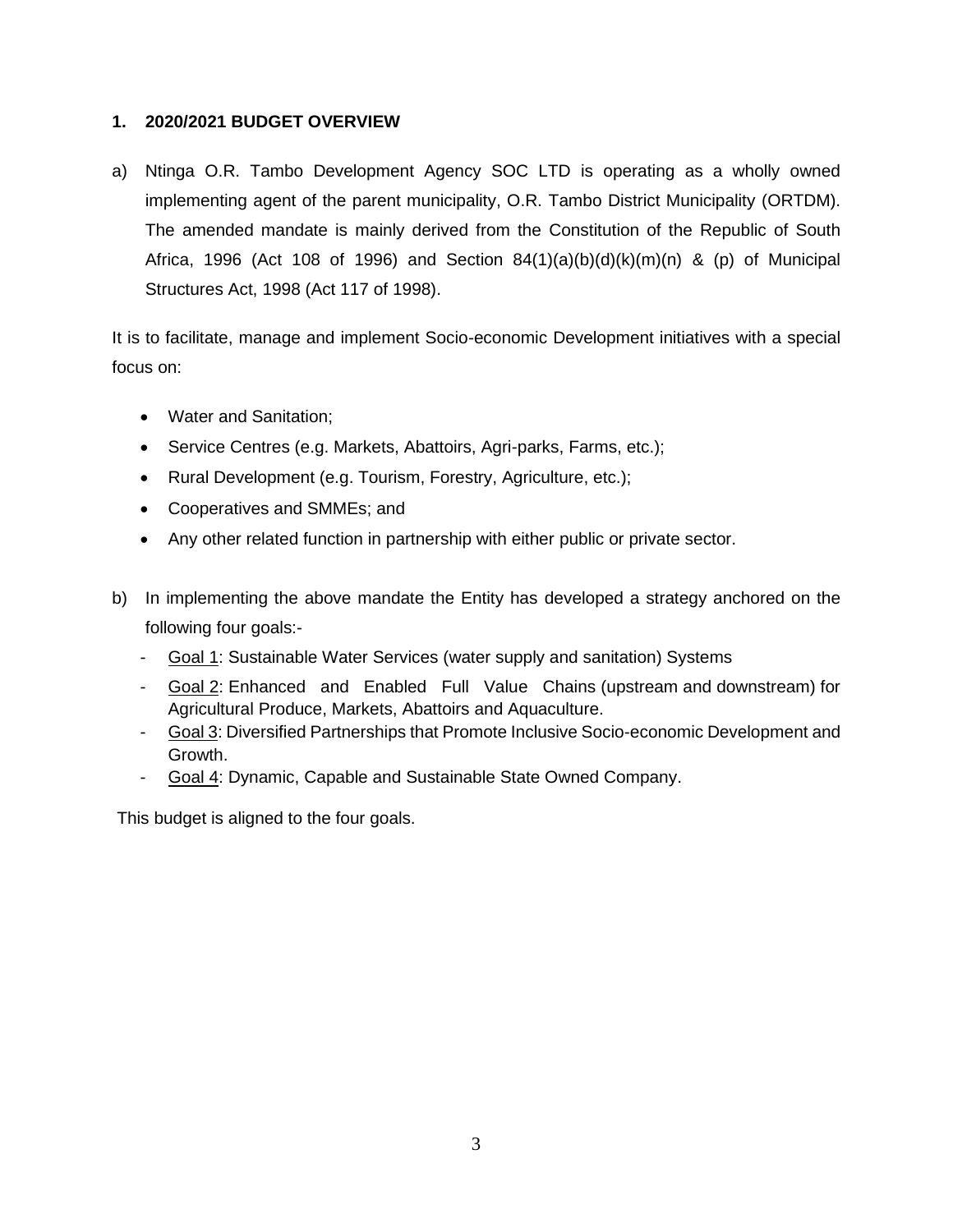## 1. 2020/2021 BUDGET OVERVIEW

a) Ntinga O.R. Tambo Development Agency SOC LTD is operating as a wholly owned implementing agent of the parent municipality, O.R. Tambo District Municipality (ORTDM). The amended mandate is mainly derived from the Constitution of the Republic of South Africa, 1996 (Act 108 of 1996) and Section 84(1)(a)(b)(d)(k)(m)(n) & (p) of Municipal Structures Act, 1998 (Act 117 of 1998).

It is to facilitate, manage and implement Socio-economic Development initiatives with a special focus on:

- Water and Sanitation;
- Service Centres (e.g. Markets, Abattoirs, Agri-parks, Farms, etc.);
- Rural Development (e.g. Tourism, Forestry, Agriculture, etc.);
- Cooperatives and SMMEs; and
- Any other related function in partnership with either public or private sector.

b) In implementing the above mandate the Entity has developed a strategy anchored on the following four goals:-

- Goal 1: Sustainable Water Services (water supply and sanitation) Systems
- Goal 2: Enhanced and Enabled Full Value Chains (upstream and downstream) for Agricultural Produce, Markets, Abattoirs and Aquaculture.
- Goal 3: Diversified Partnerships that Promote Inclusive Socio-economic Development and Growth.
- Goal 4: Dynamic, Capable and Sustainable State Owned Company.

This budget is aligned to the four goals.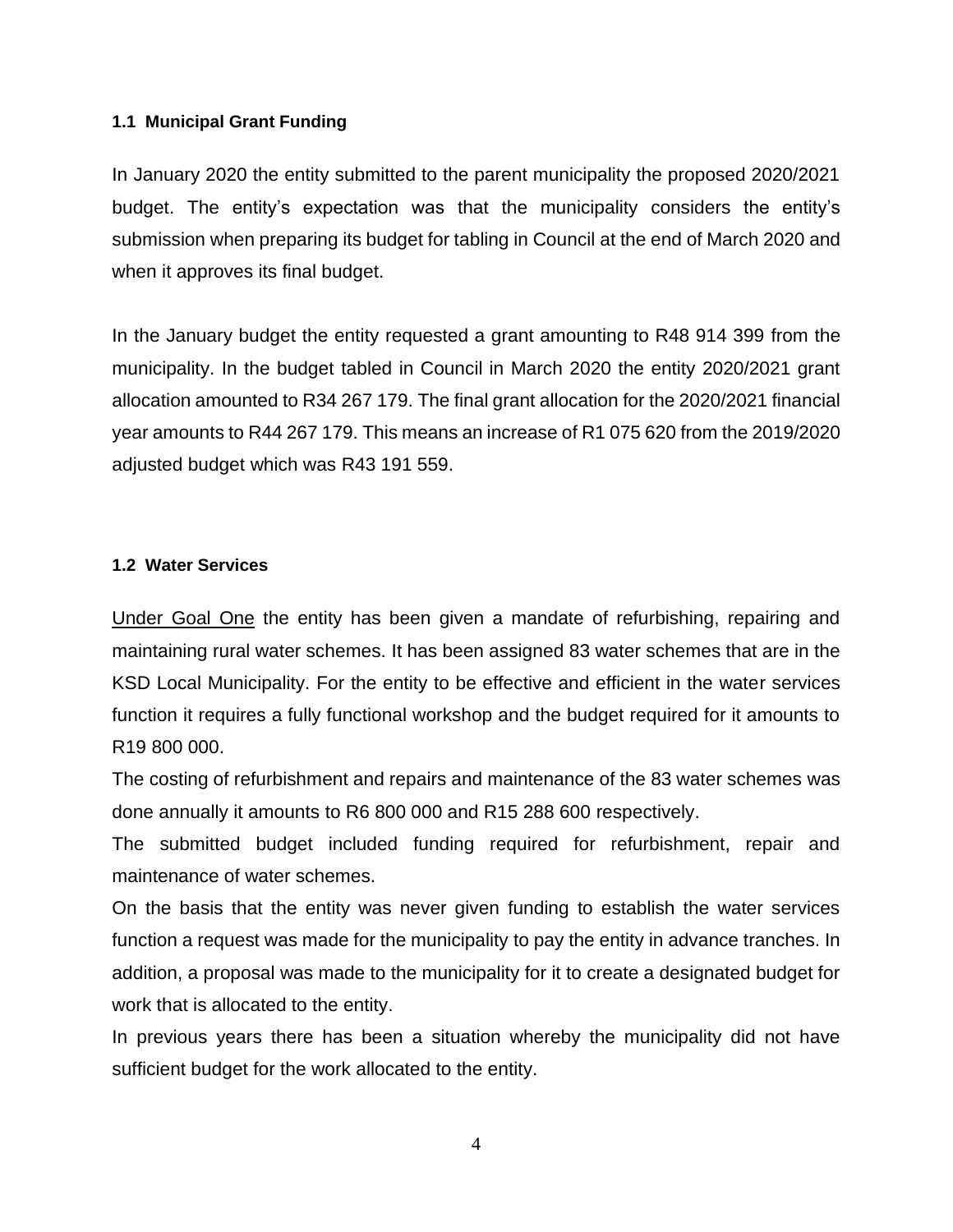### 1.1 Municipal Grant Funding

In January 2020 the entity submitted to the parent municipality the proposed 2020/2021 budget. The entity's expectation was that the municipality considers the entity's submission when preparing its budget for tabling in Council at the end of March 2020 and when it approves its final budget.

In the January budget the entity requested a grant amounting to R48 914 399 from the municipality. In the budget tabled in Council in March 2020 the entity 2020/2021 grant allocation amounted to R34 267 179. The final grant allocation for the 2020/2021 financial year amounts to R44 267 179. This means an increase of R1 075 620 from the 2019/2020 adjusted budget which was R43 191 559.

### 1.2 Water Services

<u>Under Goal One</u> the entity has been given a mandate of refurbishing, repairing and maintaining rural water schemes. It has been assigned 83 water schemes that are in the KSD Local Municipality. For the entity to be effective and efficient in the water services function it requires a fully functional workshop and the budget required for it amounts to R19 800 000.

The costing of refurbishment and repairs and maintenance of the 83 water schemes was done annually it amounts to R6 800 000 and R15 288 600 respectively.

The submitted budget included funding required for refurbishment, repair and maintenance of water schemes.

On the basis that the entity was never given funding to establish the water services function a request was made for the municipality to pay the entity in advance tranches. In addition, a proposal was made to the municipality for it to create a designated budget for work that is allocated to the entity.

In previous years there has been a situation whereby the municipality did not have sufficient budget for the work allocated to the entity.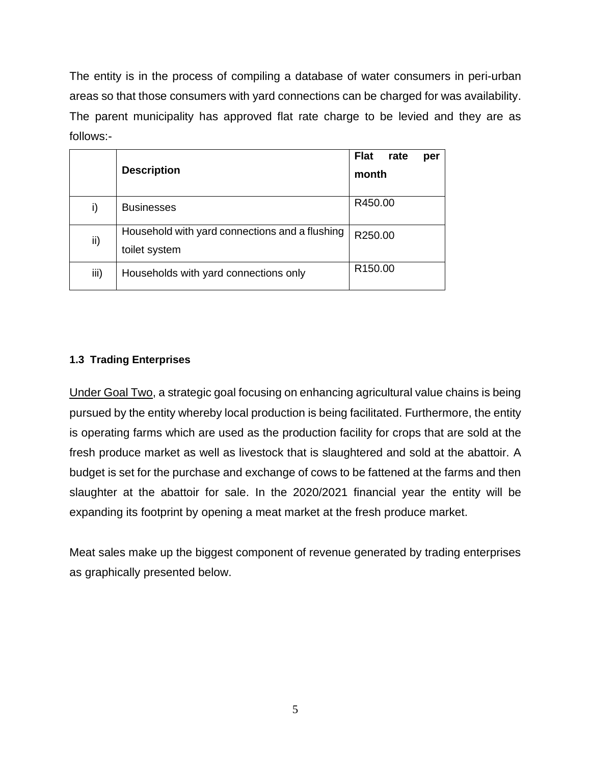The entity is in the process of compiling a database of water consumers in peri-urban areas so that those consumers with yard connections can be charged for was availability. The parent municipality has approved flat rate charge to be levied and they are as follows:-

| | **Description** | **Flat rate per month** |
|---|---|---|
| i) | Businesses | R450.00 |
| ii) | Household with yard connections and a flushing toilet system | R250.00 |
| iii) | Households with yard connections only | R150.00 |

#### 1.3 Trading Enterprises

Under Goal Two, a strategic goal focusing on enhancing agricultural value chains is being pursued by the entity whereby local production is being facilitated. Furthermore, the entity is operating farms which are used as the production facility for crops that are sold at the fresh produce market as well as livestock that is slaughtered and sold at the abattoir. A budget is set for the purchase and exchange of cows to be fattened at the farms and then slaughter at the abattoir for sale. In the 2020/2021 financial year the entity will be expanding its footprint by opening a meat market at the fresh produce market.

Meat sales make up the biggest component of revenue generated by trading enterprises as graphically presented below.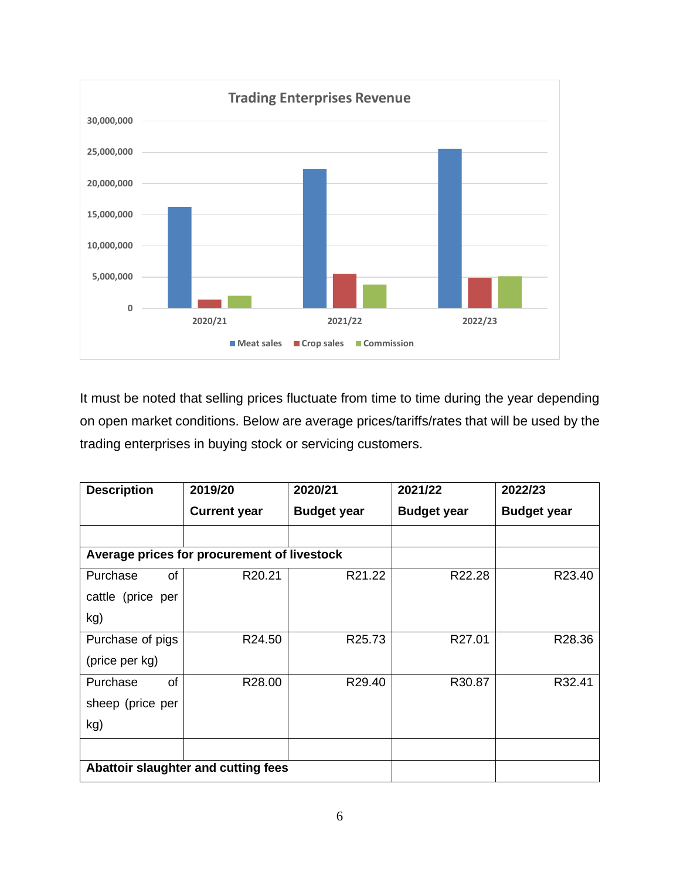**Trading Enterprises Revenue**

2020/21 | 2021/22 | 2022/23

Meat sales | Crop sales | Commission

It must be noted that selling prices fluctuate from time to time during the year depending on open market conditions. Below are average prices/tariffs/rates that will be used by the trading enterprises in buying stock or servicing customers.

| Description | 2019/20 Current year | 2020/21 Budget year | 2021/22 Budget year | 2022/23 Budget year |
|---|---|---|---|---|
| | | | | |
| **Average prices for procurement of livestock** | | | | |
| Purchase of cattle (price per kg) | R20.21 | R21.22 | R22.28 | R23.40 |
| Purchase of pigs (price per kg) | R24.50 | R25.73 | R27.01 | R28.36 |
| Purchase of sheep (price per kg) | R28.00 | R29.40 | R30.87 | R32.41 |
| | | | | |
| **Abattoir slaughter and cutting fees** | | | | |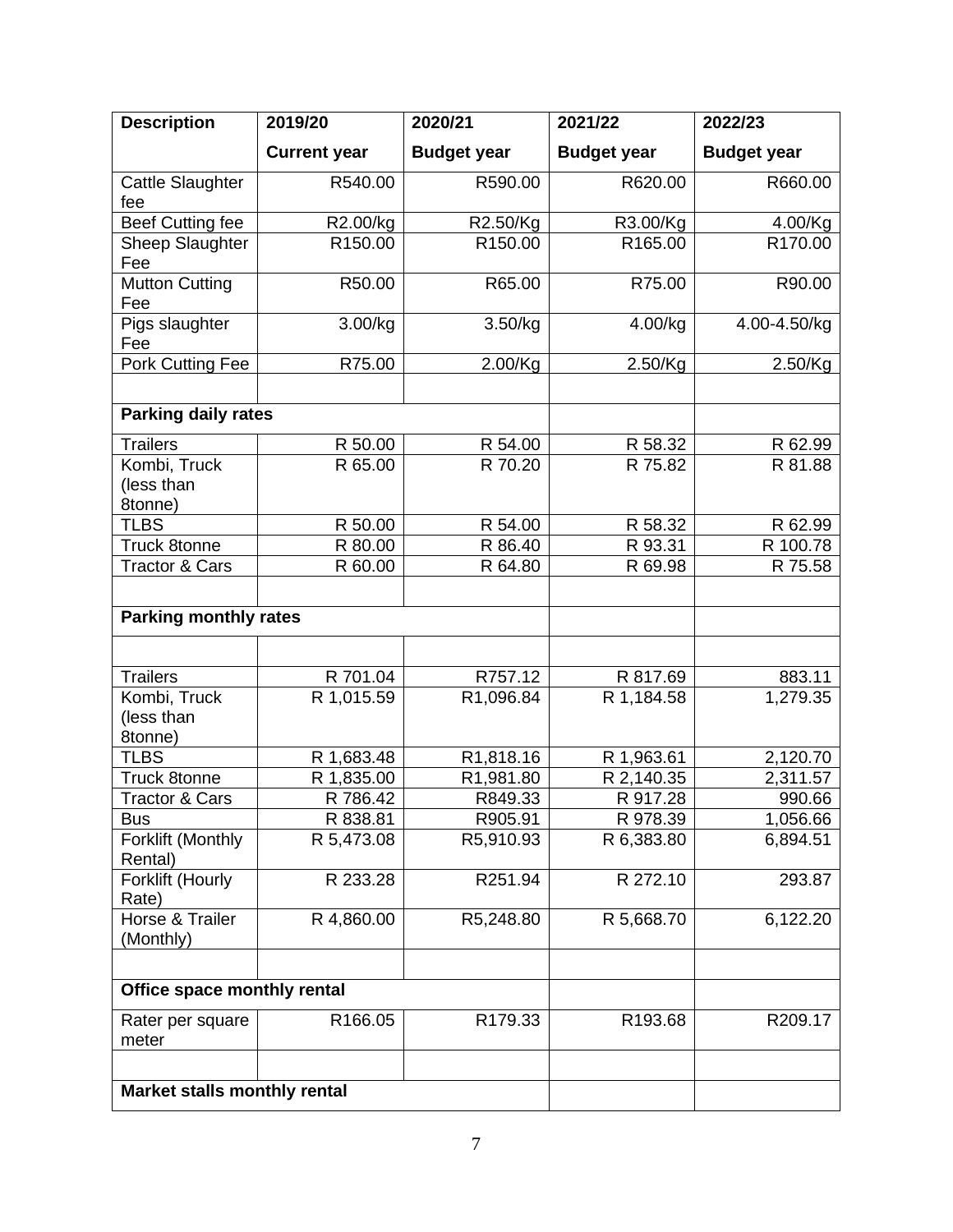| Description | 2019/20 | 2020/21 | 2021/22 | 2022/23 |
|---|---|---|---|---|
| | Current year | Budget year | Budget year | Budget year |
| Cattle Slaughter fee | R540.00 | R590.00 | R620.00 | R660.00 |
| Beef Cutting fee | R2.00/kg | R2.50/Kg | R3.00/Kg | 4.00/Kg |
| Sheep Slaughter Fee | R150.00 | R150.00 | R165.00 | R170.00 |
| Mutton Cutting Fee | R50.00 | R65.00 | R75.00 | R90.00 |
| Pigs slaughter Fee | 3.00/kg | 3.50/kg | 4.00/kg | 4.00-4.50/kg |
| Pork Cutting Fee | R75.00 | 2.00/Kg | 2.50/Kg | 2.50/Kg |
| | | | | |
| **Parking daily rates** | | | | |
| Trailers | R 50.00 | R 54.00 | R 58.32 | R 62.99 |
| Kombi, Truck (less than 8tonne) | R 65.00 | R 70.20 | R 75.82 | R 81.88 |
| TLBS | R 50.00 | R 54.00 | R 58.32 | R 62.99 |
| Truck 8tonne | R 80.00 | R 86.40 | R 93.31 | R 100.78 |
| Tractor & Cars | R 60.00 | R 64.80 | R 69.98 | R 75.58 |
| | | | | |
| **Parking monthly rates** | | | | |
| | | | | |
| Trailers | R 701.04 | R757.12 | R 817.69 | 883.11 |
| Kombi, Truck (less than 8tonne) | R 1,015.59 | R1,096.84 | R 1,184.58 | 1,279.35 |
| TLBS | R 1,683.48 | R1,818.16 | R 1,963.61 | 2,120.70 |
| Truck 8tonne | R 1,835.00 | R1,981.80 | R 2,140.35 | 2,311.57 |
| Tractor & Cars | R 786.42 | R849.33 | R 917.28 | 990.66 |
| Bus | R 838.81 | R905.91 | R 978.39 | 1,056.66 |
| Forklift (Monthly Rental) | R 5,473.08 | R5,910.93 | R 6,383.80 | 6,894.51 |
| Forklift (Hourly Rate) | R 233.28 | R251.94 | R 272.10 | 293.87 |
| Horse & Trailer (Monthly) | R 4,860.00 | R5,248.80 | R 5,668.70 | 6,122.20 |
| | | | | |
| **Office space monthly rental** | | | | |
| Rater per square meter | R166.05 | R179.33 | R193.68 | R209.17 |
| | | | | |
| **Market stalls monthly rental** | | | | |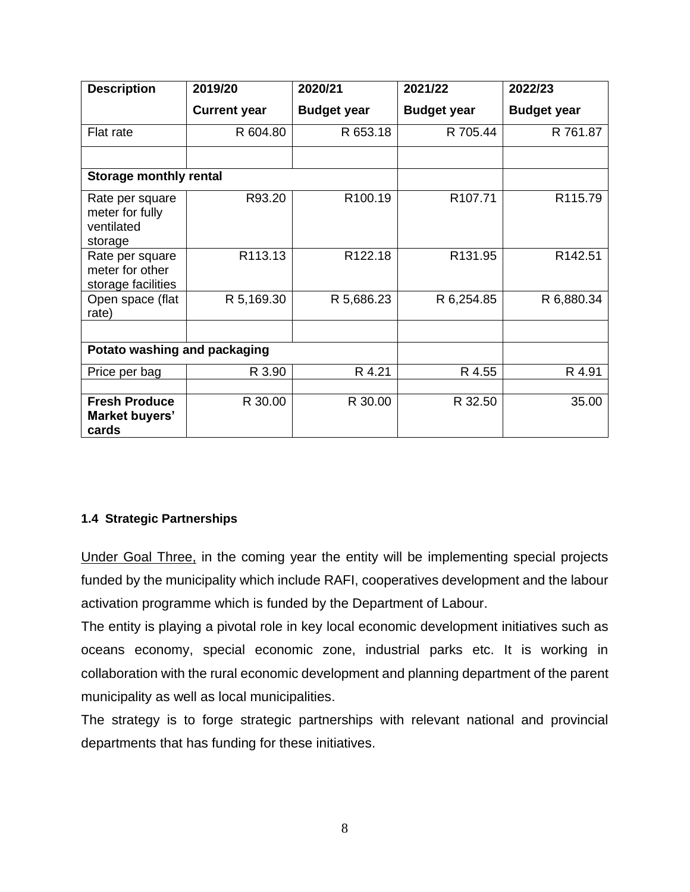| Description | 2019/20 | 2020/21 | 2021/22 | 2022/23 |
| --- | --- | --- | --- | --- |
| | **Current year** | **Budget year** | **Budget year** | **Budget year** |
| Flat rate | R 604.80 | R 653.18 | R 705.44 | R 761.87 |
| | | | | |
| **Storage monthly rental** | | | | |
| Rate per square meter for fully ventilated storage | R93.20 | R100.19 | R107.71 | R115.79 |
| Rate per square meter for other storage facilities | R113.13 | R122.18 | R131.95 | R142.51 |
| Open space (flat rate) | R 5,169.30 | R 5,686.23 | R 6,254.85 | R 6,880.34 |
| | | | | |
| **Potato washing and packaging** | | | | |
| Price per bag | R 3.90 | R 4.21 | R 4.55 | R 4.91 |
| | | | | |
| **Fresh Produce Market buyers' cards** | R 30.00 | R 30.00 | R 32.50 | 35.00 |

#### 1.4 Strategic Partnerships

Under Goal Three, in the coming year the entity will be implementing special projects funded by the municipality which include RAFI, cooperatives development and the labour activation programme which is funded by the Department of Labour.

The entity is playing a pivotal role in key local economic development initiatives such as oceans economy, special economic zone, industrial parks etc. It is working in collaboration with the rural economic development and planning department of the parent municipality as well as local municipalities.

The strategy is to forge strategic partnerships with relevant national and provincial departments that has funding for these initiatives.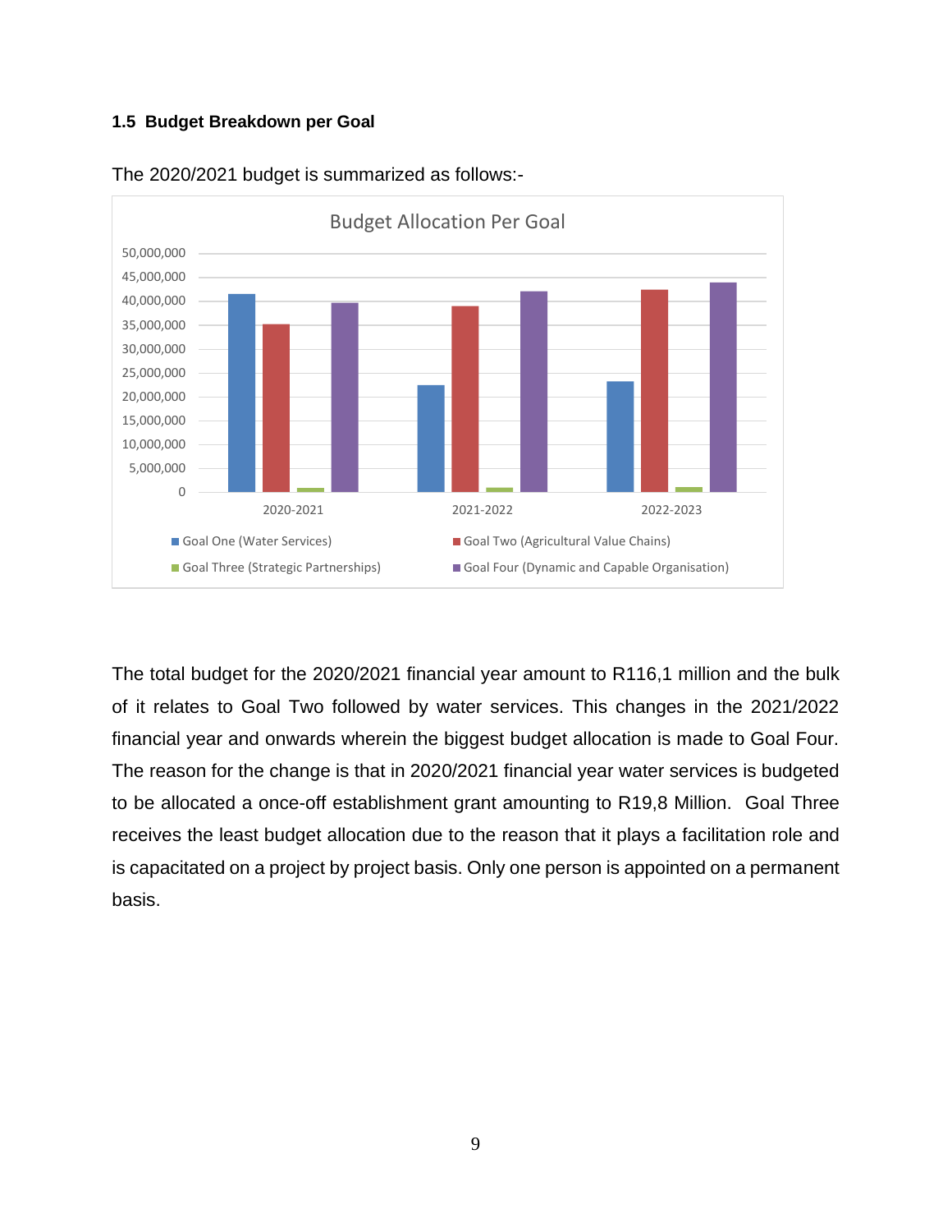### 1.5 Budget Breakdown per Goal

The 2020/2021 budget is summarized as follows:-

Budget Allocation Per Goal

The total budget for the 2020/2021 financial year amount to R116,1 million and the bulk of it relates to Goal Two followed by water services. This changes in the 2021/2022 financial year and onwards wherein the biggest budget allocation is made to Goal Four. The reason for the change is that in 2020/2021 financial year water services is budgeted to be allocated a once-off establishment grant amounting to R19,8 Million. Goal Three receives the least budget allocation due to the reason that it plays a facilitation role and is capacitated on a project by project basis. Only one person is appointed on a permanent basis.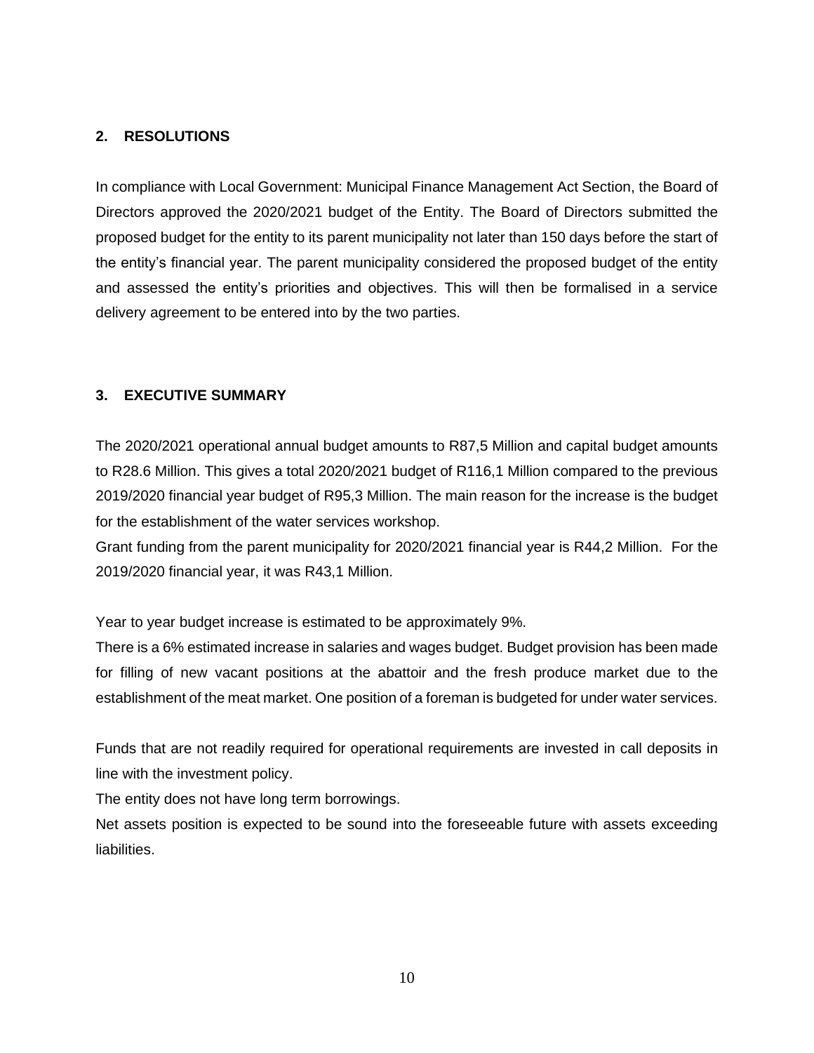## 2. RESOLUTIONS

In compliance with Local Government: Municipal Finance Management Act Section, the Board of Directors approved the 2020/2021 budget of the Entity. The Board of Directors submitted the proposed budget for the entity to its parent municipality not later than 150 days before the start of the entity's financial year. The parent municipality considered the proposed budget of the entity and assessed the entity's priorities and objectives. This will then be formalised in a service delivery agreement to be entered into by the two parties.

## 3. EXECUTIVE SUMMARY

The 2020/2021 operational annual budget amounts to R87,5 Million and capital budget amounts to R28.6 Million. This gives a total 2020/2021 budget of R116,1 Million compared to the previous 2019/2020 financial year budget of R95,3 Million. The main reason for the increase is the budget for the establishment of the water services workshop.

Grant funding from the parent municipality for 2020/2021 financial year is R44,2 Million. For the 2019/2020 financial year, it was R43,1 Million.

Year to year budget increase is estimated to be approximately 9%.

There is a 6% estimated increase in salaries and wages budget. Budget provision has been made for filling of new vacant positions at the abattoir and the fresh produce market due to the establishment of the meat market. One position of a foreman is budgeted for under water services.

Funds that are not readily required for operational requirements are invested in call deposits in line with the investment policy.

The entity does not have long term borrowings.

Net assets position is expected to be sound into the foreseeable future with assets exceeding liabilities.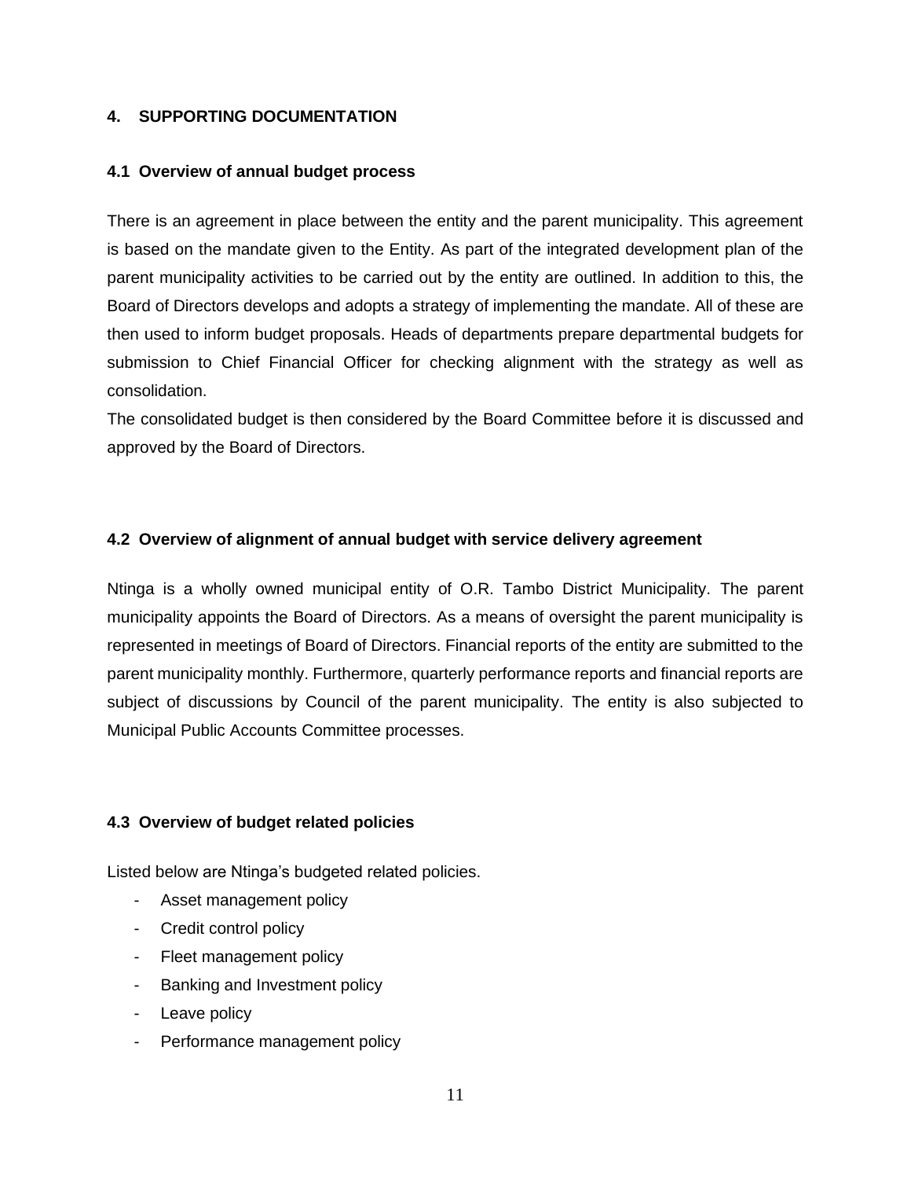## 4. SUPPORTING DOCUMENTATION

### 4.1 Overview of annual budget process

There is an agreement in place between the entity and the parent municipality. This agreement is based on the mandate given to the Entity. As part of the integrated development plan of the parent municipality activities to be carried out by the entity are outlined. In addition to this, the Board of Directors develops and adopts a strategy of implementing the mandate. All of these are then used to inform budget proposals. Heads of departments prepare departmental budgets for submission to Chief Financial Officer for checking alignment with the strategy as well as consolidation.
The consolidated budget is then considered by the Board Committee before it is discussed and approved by the Board of Directors.

### 4.2 Overview of alignment of annual budget with service delivery agreement

Ntinga is a wholly owned municipal entity of O.R. Tambo District Municipality. The parent municipality appoints the Board of Directors. As a means of oversight the parent municipality is represented in meetings of Board of Directors. Financial reports of the entity are submitted to the parent municipality monthly. Furthermore, quarterly performance reports and financial reports are subject of discussions by Council of the parent municipality. The entity is also subjected to Municipal Public Accounts Committee processes.

### 4.3 Overview of budget related policies

Listed below are Ntinga's budgeted related policies.

- Asset management policy
- Credit control policy
- Fleet management policy
- Banking and Investment policy
- Leave policy
- Performance management policy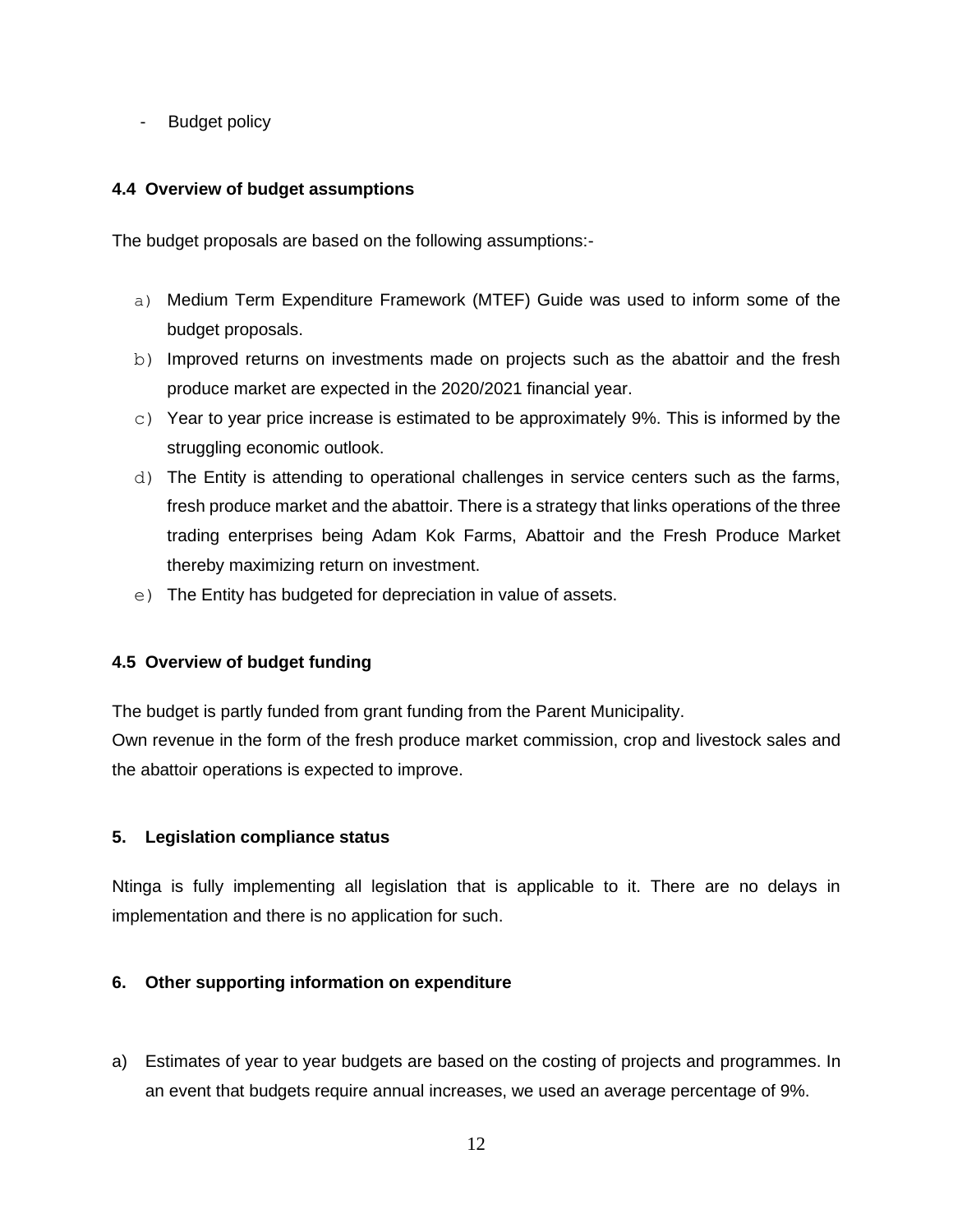- Budget policy

**4.4 Overview of budget assumptions**

The budget proposals are based on the following assumptions:-

a) Medium Term Expenditure Framework (MTEF) Guide was used to inform some of the budget proposals.
b) Improved returns on investments made on projects such as the abattoir and the fresh produce market are expected in the 2020/2021 financial year.
c) Year to year price increase is estimated to be approximately 9%. This is informed by the struggling economic outlook.
d) The Entity is attending to operational challenges in service centers such as the farms, fresh produce market and the abattoir. There is a strategy that links operations of the three trading enterprises being Adam Kok Farms, Abattoir and the Fresh Produce Market thereby maximizing return on investment.
e) The Entity has budgeted for depreciation in value of assets.

**4.5 Overview of budget funding**

The budget is partly funded from grant funding from the Parent Municipality.
Own revenue in the form of the fresh produce market commission, crop and livestock sales and the abattoir operations is expected to improve.

**5. Legislation compliance status**

Ntinga is fully implementing all legislation that is applicable to it. There are no delays in implementation and there is no application for such.

**6. Other supporting information on expenditure**

a) Estimates of year to year budgets are based on the costing of projects and programmes. In an event that budgets require annual increases, we used an average percentage of 9%.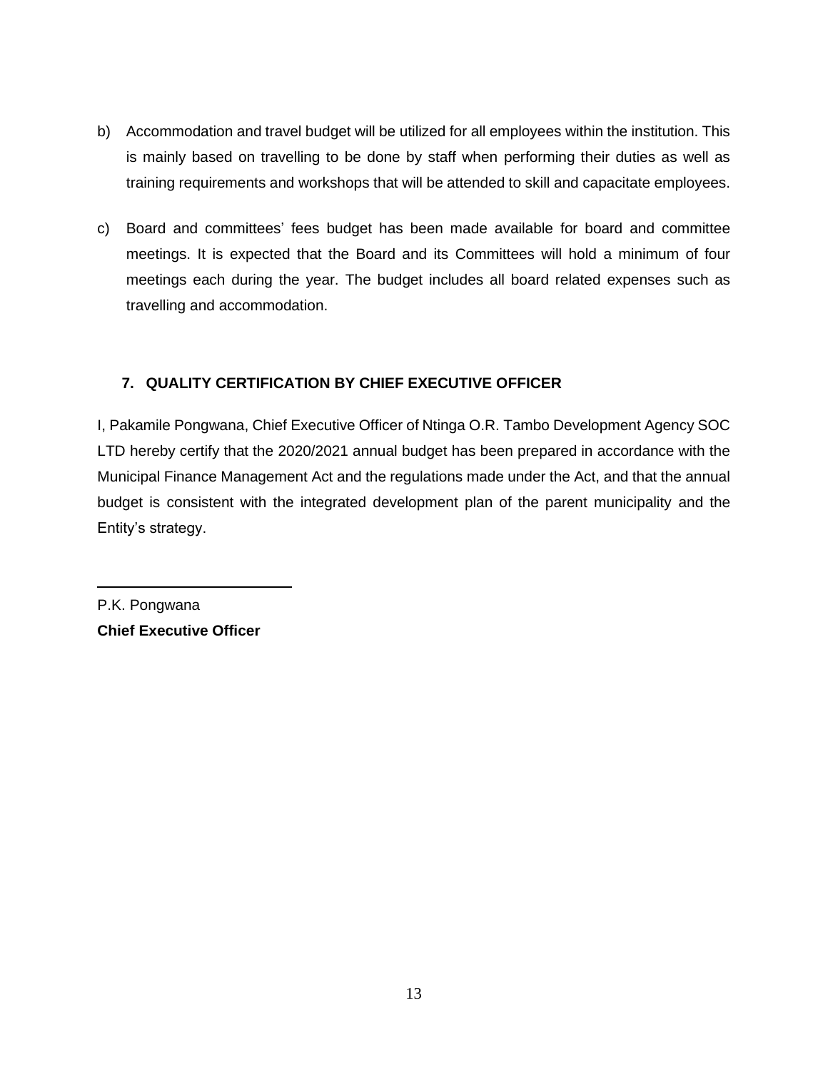b) Accommodation and travel budget will be utilized for all employees within the institution. This is mainly based on travelling to be done by staff when performing their duties as well as training requirements and workshops that will be attended to skill and capacitate employees.

c) Board and committees' fees budget has been made available for board and committee meetings. It is expected that the Board and its Committees will hold a minimum of four meetings each during the year. The budget includes all board related expenses such as travelling and accommodation.

## 7. QUALITY CERTIFICATION BY CHIEF EXECUTIVE OFFICER

I, Pakamile Pongwana, Chief Executive Officer of Ntinga O.R. Tambo Development Agency SOC LTD hereby certify that the 2020/2021 annual budget has been prepared in accordance with the Municipal Finance Management Act and the regulations made under the Act, and that the annual budget is consistent with the integrated development plan of the parent municipality and the Entity's strategy.

---

P.K. Pongwana
**Chief Executive Officer**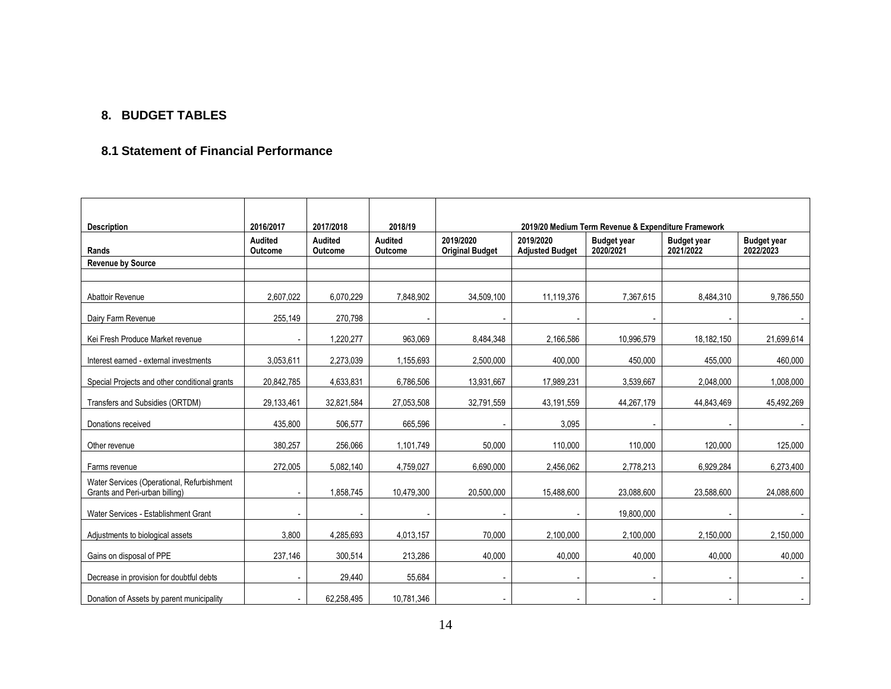## 8. BUDGET TABLES

### 8.1 Statement of Financial Performance

| Description | 2016/2017 | 2017/2018 | 2018/19 | 2019/20 Medium Term Revenue & Expenditure Framework | | | | |
|---|---|---|---|---|---|---|---|---|
| Rands | Audited Outcome | Audited Outcome | Audited Outcome | 2019/2020 Original Budget | 2019/2020 Adjusted Budget | Budget year 2020/2021 | Budget year 2021/2022 | Budget year 2022/2023 |
| **Revenue by Source** | | | | | | | | |
| | | | | | | | | |
| Abattoir Revenue | 2,607,022 | 6,070,229 | 7,848,902 | 34,509,100 | 11,119,376 | 7,367,615 | 8,484,310 | 9,786,550 |
| Dairy Farm Revenue | 255,149 | 270,798 | - | - | - | - | - | - |
| Kei Fresh Produce Market revenue | - | 1,220,277 | 963,069 | 8,484,348 | 2,166,586 | 10,996,579 | 18,182,150 | 21,699,614 |
| Interest earned - external investments | 3,053,611 | 2,273,039 | 1,155,693 | 2,500,000 | 400,000 | 450,000 | 455,000 | 460,000 |
| Special Projects and other conditional grants | 20,842,785 | 4,633,831 | 6,786,506 | 13,931,667 | 17,989,231 | 3,539,667 | 2,048,000 | 1,008,000 |
| Transfers and Subsidies (ORTDM) | 29,133,461 | 32,821,584 | 27,053,508 | 32,791,559 | 43,191,559 | 44,267,179 | 44,843,469 | 45,492,269 |
| Donations received | 435,800 | 506,577 | 665,596 | - | 3,095 | - | - | - |
| Other revenue | 380,257 | 256,066 | 1,101,749 | 50,000 | 110,000 | 110,000 | 120,000 | 125,000 |
| Farms revenue | 272,005 | 5,082,140 | 4,759,027 | 6,690,000 | 2,456,062 | 2,778,213 | 6,929,284 | 6,273,400 |
| Water Services (Operational, Refurbishment Grants and Peri-urban billing) | - | 1,858,745 | 10,479,300 | 20,500,000 | 15,488,600 | 23,088,600 | 23,588,600 | 24,088,600 |
| Water Services - Establishment Grant | - | - | - | - | - | 19,800,000 | - | - |
| Adjustments to biological assets | 3,800 | 4,285,693 | 4,013,157 | 70,000 | 2,100,000 | 2,100,000 | 2,150,000 | 2,150,000 |
| Gains on disposal of PPE | 237,146 | 300,514 | 213,286 | 40,000 | 40,000 | 40,000 | 40,000 | 40,000 |
| Decrease in provision for doubtful debts | - | 29,440 | 55,684 | - | - | - | - | - |
| Donation of Assets by parent municipality | - | 62,258,495 | 10,781,346 | - | - | - | - | - |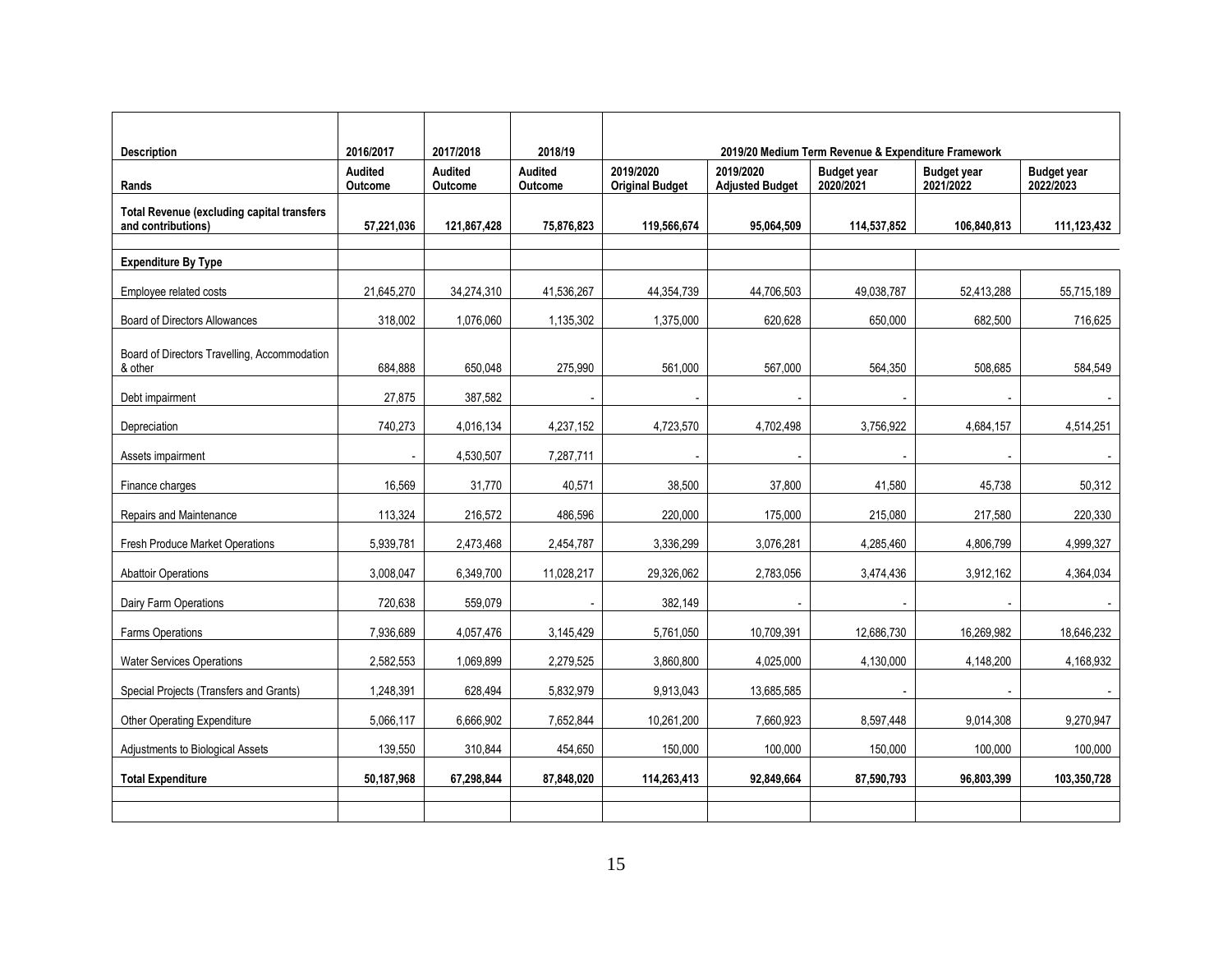| Description | 2016/2017 | 2017/2018 | 2018/19 | 2019/20 Medium Term Revenue & Expenditure Framework | | | | |
|---|---|---|---|---|---|---|---|---|
| Rands | Audited Outcome | Audited Outcome | Audited Outcome | 2019/2020 Original Budget | 2019/2020 Adjusted Budget | Budget year 2020/2021 | Budget year 2021/2022 | Budget year 2022/2023 |
| **Total Revenue (excluding capital transfers and contributions)** | **57,221,036** | **121,867,428** | **75,876,823** | **119,566,674** | **95,064,509** | **114,537,852** | **106,840,813** | **111,123,432** |
| | | | | | | | | |
| **Expenditure By Type** | | | | | | | | |
| Employee related costs | 21,645,270 | 34,274,310 | 41,536,267 | 44,354,739 | 44,706,503 | 49,038,787 | 52,413,288 | 55,715,189 |
| Board of Directors Allowances | 318,002 | 1,076,060 | 1,135,302 | 1,375,000 | 620,628 | 650,000 | 682,500 | 716,625 |
| Board of Directors Travelling, Accommodation & other | 684,888 | 650,048 | 275,990 | 561,000 | 567,000 | 564,350 | 508,685 | 584,549 |
| Debt impairment | 27,875 | 387,582 | - | - | - | - | - | - |
| Depreciation | 740,273 | 4,016,134 | 4,237,152 | 4,723,570 | 4,702,498 | 3,756,922 | 4,684,157 | 4,514,251 |
| Assets impairment | - | 4,530,507 | 7,287,711 | - | - | - | - | - |
| Finance charges | 16,569 | 31,770 | 40,571 | 38,500 | 37,800 | 41,580 | 45,738 | 50,312 |
| Repairs and Maintenance | 113,324 | 216,572 | 486,596 | 220,000 | 175,000 | 215,080 | 217,580 | 220,330 |
| Fresh Produce Market Operations | 5,939,781 | 2,473,468 | 2,454,787 | 3,336,299 | 3,076,281 | 4,285,460 | 4,806,799 | 4,999,327 |
| Abattoir Operations | 3,008,047 | 6,349,700 | 11,028,217 | 29,326,062 | 2,783,056 | 3,474,436 | 3,912,162 | 4,364,034 |
| Dairy Farm Operations | 720,638 | 559,079 | - | 382,149 | - | - | - | - |
| Farms Operations | 7,936,689 | 4,057,476 | 3,145,429 | 5,761,050 | 10,709,391 | 12,686,730 | 16,269,982 | 18,646,232 |
| Water Services Operations | 2,582,553 | 1,069,899 | 2,279,525 | 3,860,800 | 4,025,000 | 4,130,000 | 4,148,200 | 4,168,932 |
| Special Projects (Transfers and Grants) | 1,248,391 | 628,494 | 5,832,979 | 9,913,043 | 13,685,585 | - | - | - |
| Other Operating Expenditure | 5,066,117 | 6,666,902 | 7,652,844 | 10,261,200 | 7,660,923 | 8,597,448 | 9,014,308 | 9,270,947 |
| Adjustments to Biological Assets | 139,550 | 310,844 | 454,650 | 150,000 | 100,000 | 150,000 | 100,000 | 100,000 |
| **Total Expenditure** | **50,187,968** | **67,298,844** | **87,848,020** | **114,263,413** | **92,849,664** | **87,590,793** | **96,803,399** | **103,350,728** |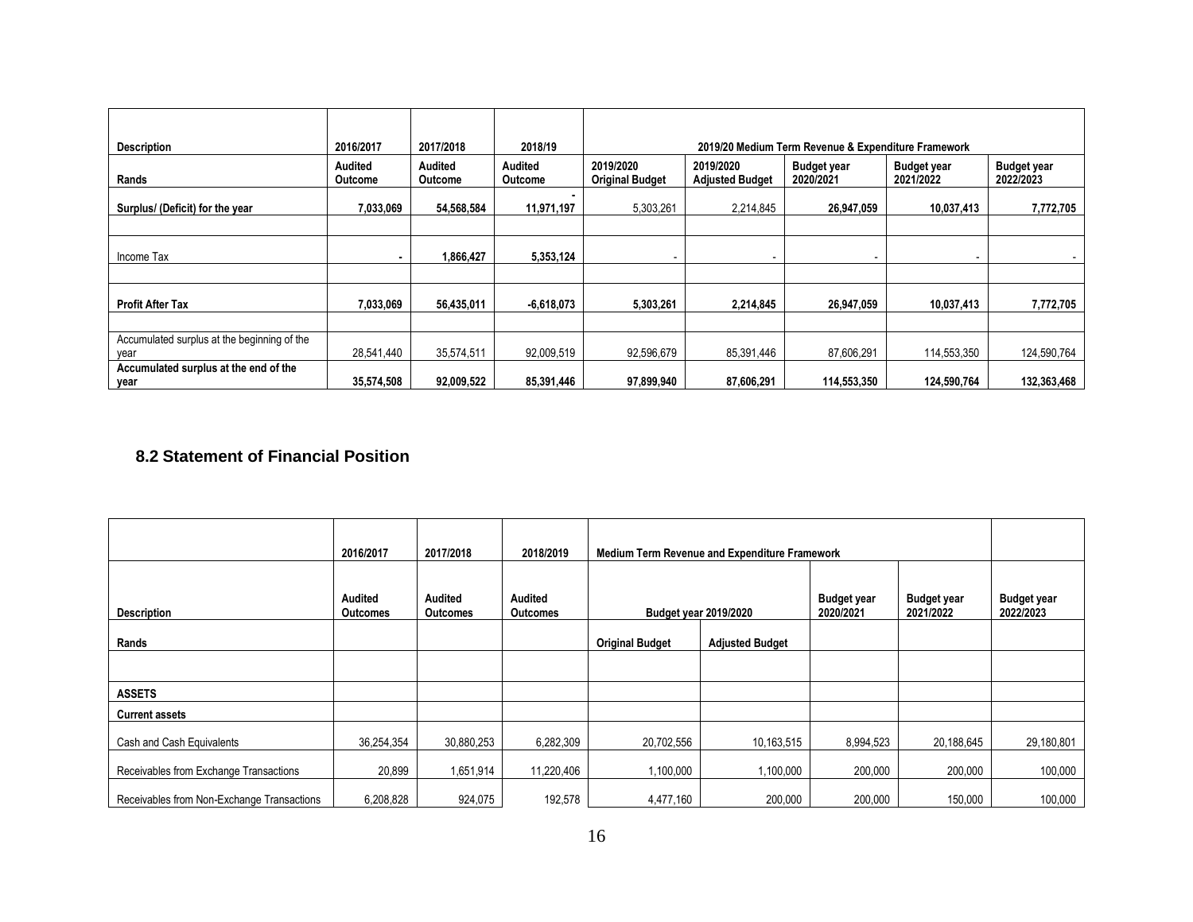| Description | 2016/2017 | 2017/2018 | 2018/19 | 2019/20 Medium Term Revenue & Expenditure Framework | | | | |
|---|---|---|---|---|---|---|---|---|
| Rands | Audited Outcome | Audited Outcome | Audited Outcome | 2019/2020 Original Budget | 2019/2020 Adjusted Budget | Budget year 2020/2021 | Budget year 2021/2022 | Budget year 2022/2023 |
| **Surplus/ (Deficit) for the year** | **7,033,069** | **54,568,584** | **- 11,971,197** | 5,303,261 | 2,214,845 | **26,947,059** | **10,037,413** | **7,772,705** |
| | | | | | | | | |
| Income Tax | **-** | **1,866,427** | **5,353,124** | - | - | - | - | - |
| | | | | | | | | |
| **Profit After Tax** | **7,033,069** | **56,435,011** | **-6,618,073** | **5,303,261** | **2,214,845** | **26,947,059** | **10,037,413** | **7,772,705** |
| | | | | | | | | |
| Accumulated surplus at the beginning of the year | 28,541,440 | 35,574,511 | 92,009,519 | 92,596,679 | 85,391,446 | 87,606,291 | 114,553,350 | 124,590,764 |
| **Accumulated surplus at the end of the year** | **35,574,508** | **92,009,522** | **85,391,446** | **97,899,940** | **87,606,291** | **114,553,350** | **124,590,764** | **132,363,468** |

## 8.2 Statement of Financial Position

| | 2016/2017 | 2017/2018 | 2018/2019 | Medium Term Revenue and Expenditure Framework | | | | |
|---|---|---|---|---|---|---|---|---|
| **Description** | **Audited Outcomes** | **Audited Outcomes** | **Audited Outcomes** | **Budget year 2019/2020** | | **Budget year 2020/2021** | **Budget year 2021/2022** | **Budget year 2022/2023** |
| **Rands** | | | | **Original Budget** | **Adjusted Budget** | | | |
| | | | | | | | | |
| **ASSETS** | | | | | | | | |
| **Current assets** | | | | | | | | |
| Cash and Cash Equivalents | 36,254,354 | 30,880,253 | 6,282,309 | 20,702,556 | 10,163,515 | 8,994,523 | 20,188,645 | 29,180,801 |
| Receivables from Exchange Transactions | 20,899 | 1,651,914 | 11,220,406 | 1,100,000 | 1,100,000 | 200,000 | 200,000 | 100,000 |
| Receivables from Non-Exchange Transactions | 6,208,828 | 924,075 | 192,578 | 4,477,160 | 200,000 | 200,000 | 150,000 | 100,000 |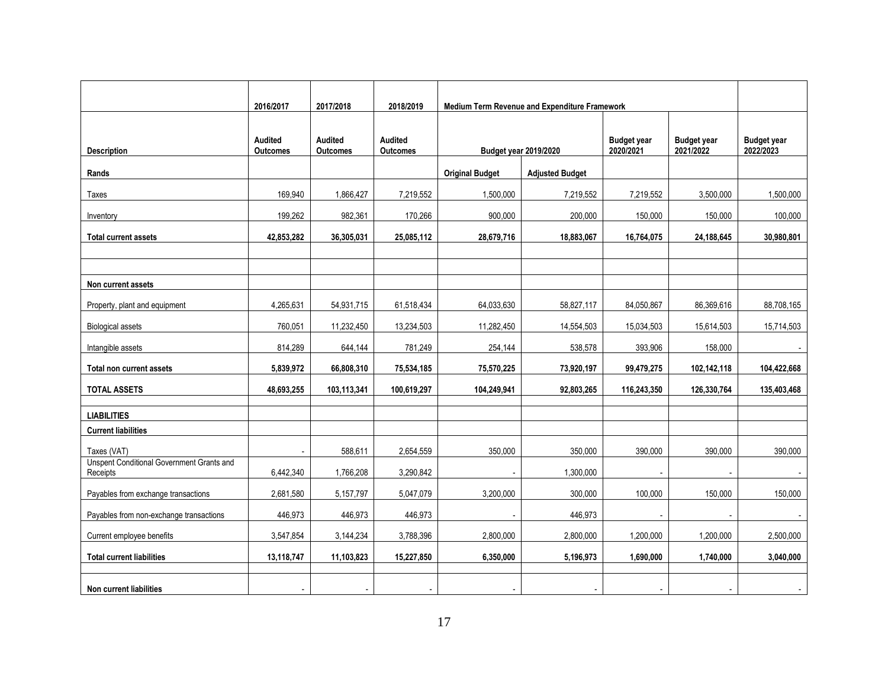| | 2016/2017 | 2017/2018 | 2018/2019 | Medium Term Revenue and Expenditure Framework | | | | |
|---|---|---|---|---|---|---|---|---|
| Description | Audited Outcomes | Audited Outcomes | Audited Outcomes | Budget year 2019/2020 | | Budget year 2020/2021 | Budget year 2021/2022 | Budget year 2022/2023 |
| Rands | | | | Original Budget | Adjusted Budget | | | |
| Taxes | 169,940 | 1,866,427 | 7,219,552 | 1,500,000 | 7,219,552 | 7,219,552 | 3,500,000 | 1,500,000 |
| Inventory | 199,262 | 982,361 | 170,266 | 900,000 | 200,000 | 150,000 | 150,000 | 100,000 |
| **Total current assets** | **42,853,282** | **36,305,031** | **25,085,112** | **28,679,716** | **18,883,067** | **16,764,075** | **24,188,645** | **30,980,801** |
| | | | | | | | | |
| | | | | | | | | |
| **Non current assets** | | | | | | | | |
| Property, plant and equipment | 4,265,631 | 54,931,715 | 61,518,434 | 64,033,630 | 58,827,117 | 84,050,867 | 86,369,616 | 88,708,165 |
| Biological assets | 760,051 | 11,232,450 | 13,234,503 | 11,282,450 | 14,554,503 | 15,034,503 | 15,614,503 | 15,714,503 |
| Intangible assets | 814,289 | 644,144 | 781,249 | 254,144 | 538,578 | 393,906 | 158,000 | - |
| **Total non current assets** | **5,839,972** | **66,808,310** | **75,534,185** | **75,570,225** | **73,920,197** | **99,479,275** | **102,142,118** | **104,422,668** |
| **TOTAL ASSETS** | **48,693,255** | **103,113,341** | **100,619,297** | **104,249,941** | **92,803,265** | **116,243,350** | **126,330,764** | **135,403,468** |
| | | | | | | | | |
| **LIABILITIES** | | | | | | | | |
| **Current liabilities** | | | | | | | | |
| Taxes (VAT) | - | 588,611 | 2,654,559 | 350,000 | 350,000 | 390,000 | 390,000 | 390,000 |
| Unspent Conditional Government Grants and Receipts | 6,442,340 | 1,766,208 | 3,290,842 | - | 1,300,000 | - | - | - |
| Payables from exchange transactions | 2,681,580 | 5,157,797 | 5,047,079 | 3,200,000 | 300,000 | 100,000 | 150,000 | 150,000 |
| Payables from non-exchange transactions | 446,973 | 446,973 | 446,973 | - | 446,973 | - | - | - |
| Current employee benefits | 3,547,854 | 3,144,234 | 3,788,396 | 2,800,000 | 2,800,000 | 1,200,000 | 1,200,000 | 2,500,000 |
| **Total current liabilities** | **13,118,747** | **11,103,823** | **15,227,850** | **6,350,000** | **5,196,973** | **1,690,000** | **1,740,000** | **3,040,000** |
| | | | | | | | | |
| **Non current liabilities** | - | - | - | - | - | - | - | - |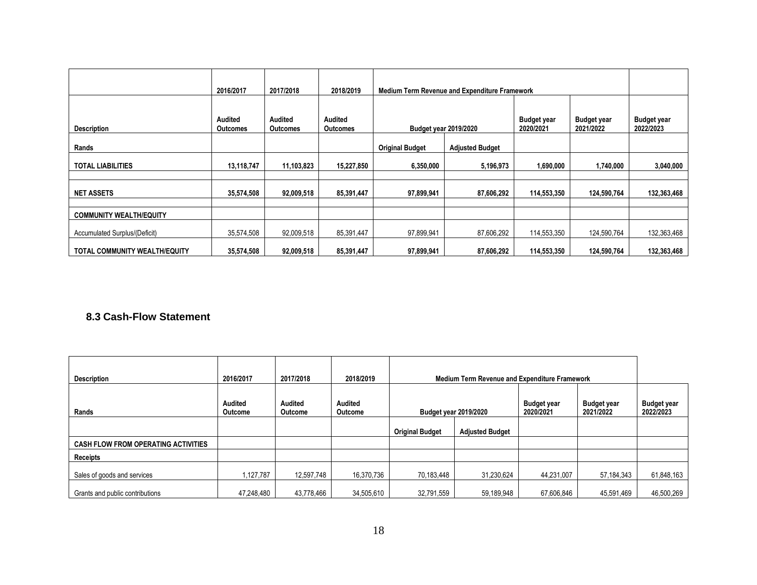| | 2016/2017 | 2017/2018 | 2018/2019 | Medium Term Revenue and Expenditure Framework | | | | |
|---|---|---|---|---|---|---|---|---|
| Description | Audited Outcomes | Audited Outcomes | Audited Outcomes | Budget year 2019/2020 | | Budget year 2020/2021 | Budget year 2021/2022 | Budget year 2022/2023 |
| Rands | | | | Original Budget | Adjusted Budget | | | |
| **TOTAL LIABILITIES** | **13,118,747** | **11,103,823** | **15,227,850** | **6,350,000** | **5,196,973** | **1,690,000** | **1,740,000** | **3,040,000** |
| | | | | | | | | |
| **NET ASSETS** | **35,574,508** | **92,009,518** | **85,391,447** | **97,899,941** | **87,606,292** | **114,553,350** | **124,590,764** | **132,363,468** |
| | | | | | | | | |
| **COMMUNITY WEALTH/EQUITY** | | | | | | | | |
| Accumulated Surplus/(Deficit) | 35,574,508 | 92,009,518 | 85,391,447 | 97,899,941 | 87,606,292 | 114,553,350 | 124,590,764 | 132,363,468 |
| **TOTAL COMMUNITY WEALTH/EQUITY** | **35,574,508** | **92,009,518** | **85,391,447** | **97,899,941** | **87,606,292** | **114,553,350** | **124,590,764** | **132,363,468** |

## 8.3 Cash-Flow Statement

| Description | 2016/2017 | 2017/2018 | 2018/2019 | Medium Term Revenue and Expenditure Framework | | | | |
|---|---|---|---|---|---|---|---|---|
| Rands | Audited Outcome | Audited Outcome | Audited Outcome | Budget year 2019/2020 | | Budget year 2020/2021 | Budget year 2021/2022 | Budget year 2022/2023 |
| | | | | Original Budget | Adjusted Budget | | | |
| **CASH FLOW FROM OPERATING ACTIVITIES** | | | | | | | | |
| **Receipts** | | | | | | | | |
| Sales of goods and services | 1,127,787 | 12,597,748 | 16,370,736 | 70,183,448 | 31,230,624 | 44,231,007 | 57,184,343 | 61,848,163 |
| Grants and public contributions | 47,248,480 | 43,778,466 | 34,505,610 | 32,791,559 | 59,189,948 | 67,606,846 | 45,591,469 | 46,500,269 |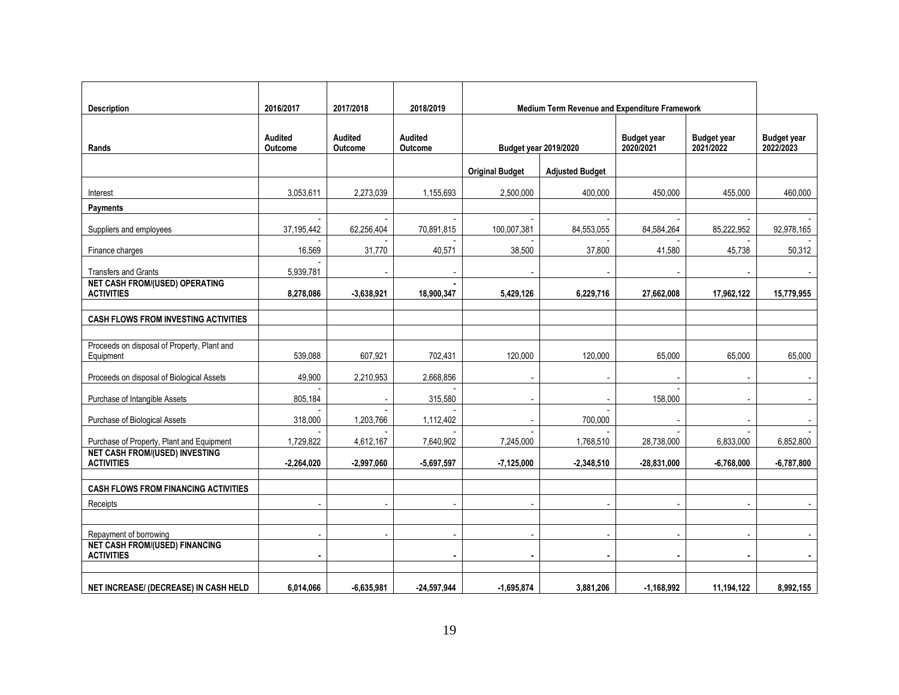| Description | 2016/2017 | 2017/2018 | 2018/2019 | Medium Term Revenue and Expenditure Framework | | | | |
|---|---|---|---|---|---|---|---|---|
| Rands | Audited Outcome | Audited Outcome | Audited Outcome | Budget year 2019/2020 | | Budget year 2020/2021 | Budget year 2021/2022 | Budget year 2022/2023 |
| | | | | Original Budget | Adjusted Budget | | | |
| Interest | 3,053,611 | 2,273,039 | 1,155,693 | 2,500,000 | 400,000 | 450,000 | 455,000 | 460,000 |
| **Payments** | | | | | | | | |
| Suppliers and employees | - 37,195,442 | - 62,256,404 | - 70,891,815 | - 100,007,381 | - 84,553,055 | - 84,584,264 | - 85,222,952 | - 92,978,165 |
| Finance charges | - 16,569 | - 31,770 | - 40,571 | - 38,500 | - 37,800 | - 41,580 | - 45,738 | - 50,312 |
| Transfers and Grants | - 5,939,781 | - | - | - | - | - | - | - |
| **NET CASH FROM/(USED) OPERATING ACTIVITIES** | **8,278,086** | **-3,638,921** | **- 18,900,347** | **5,429,126** | **6,229,716** | **27,662,008** | **17,962,122** | **15,779,955** |
| **CASH FLOWS FROM INVESTING ACTIVITIES** | | | | | | | | |
| Proceeds on disposal of Property, Plant and Equipment | 539,088 | 607,921 | 702,431 | 120,000 | 120,000 | 65,000 | 65,000 | 65,000 |
| Proceeds on disposal of Biological Assets | 49,900 | 2,210,953 | 2,668,856 | - | - | - | - | - |
| Purchase of Intangible Assets | - 805,184 | - | - 315,580 | - | - | - 158,000 | - | - |
| Purchase of Biological Assets | - 318,000 | - 1,203,766 | - 1,112,402 | - | - 700,000 | - | - | - |
| Purchase of Property, Plant and Equipment | - 1,729,822 | - 4,612,167 | - 7,640,902 | - 7,245,000 | - 1,768,510 | - 28,738,000 | - 6,833,000 | - 6,852,800 |
| **NET CASH FROM/(USED) INVESTING ACTIVITIES** | **-2,264,020** | **-2,997,060** | **-5,697,597** | **-7,125,000** | **-2,348,510** | **-28,831,000** | **-6,768,000** | **-6,787,800** |
| **CASH FLOWS FROM FINANCING ACTIVITIES** | | | | | | | | |
| Receipts | - | - | - | - | - | - | - | - |
| Repayment of borrowing | - | - | - | - | - | - | - | - |
| **NET CASH FROM/(USED) FINANCING ACTIVITIES** | **-** | | **-** | **-** | **-** | **-** | **-** | **-** |
| **NET INCREASE/ (DECREASE) IN CASH HELD** | **6,014,066** | **-6,635,981** | **-24,597,944** | **-1,695,874** | **3,881,206** | **-1,168,992** | **11,194,122** | **8,992,155** |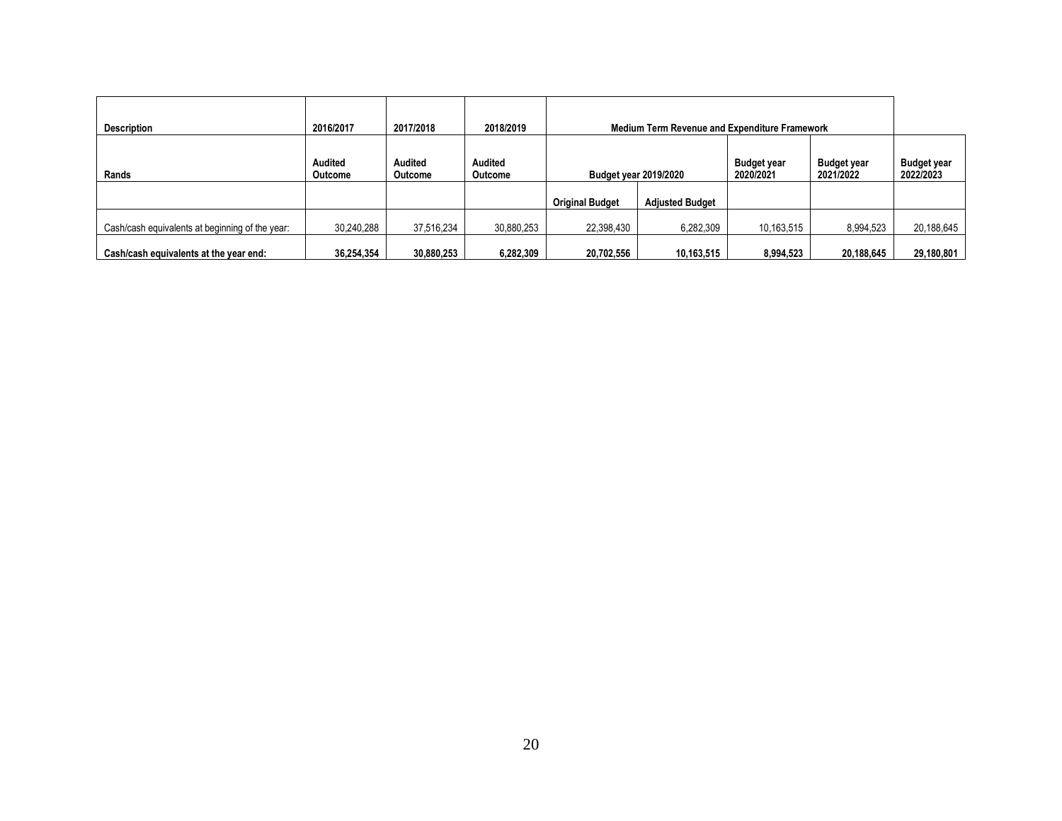| Description | 2016/2017 | 2017/2018 | 2018/2019 | Medium Term Revenue and Expenditure Framework | | | | |
|---|---|---|---|---|---|---|---|---|
| Rands | Audited Outcome | Audited Outcome | Audited Outcome | Budget year 2019/2020 | | Budget year 2020/2021 | Budget year 2021/2022 | Budget year 2022/2023 |
| | | | | Original Budget | Adjusted Budget | | | |
| Cash/cash equivalents at beginning of the year: | 30,240,288 | 37,516,234 | 30,880,253 | 22,398,430 | 6,282,309 | 10,163,515 | 8,994,523 | 20,188,645 |
| **Cash/cash equivalents at the year end:** | **36,254,354** | **30,880,253** | **6,282,309** | **20,702,556** | **10,163,515** | **8,994,523** | **20,188,645** | **29,180,801** |